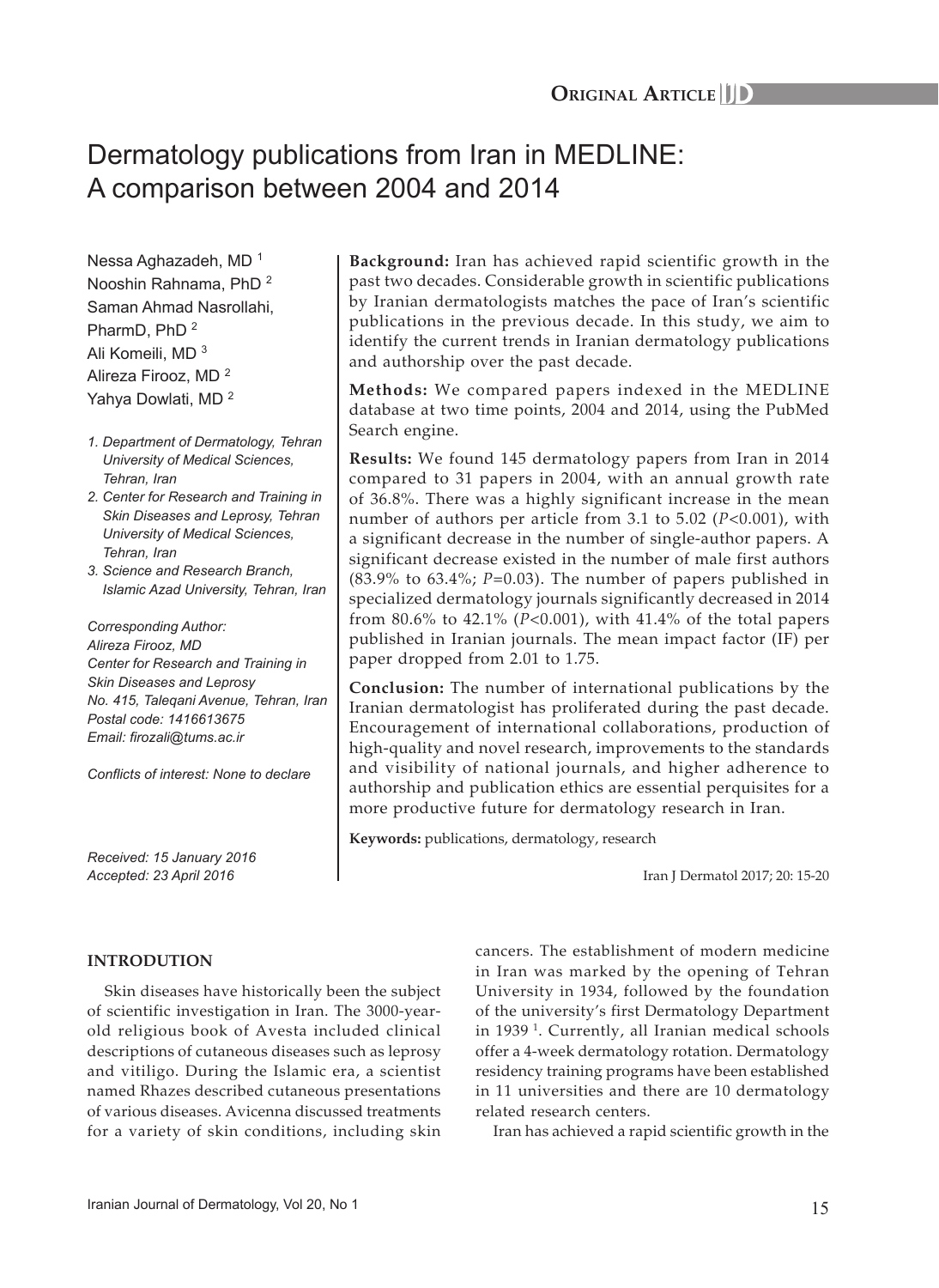# Dermatology publications from Iran in MEDLINE: A comparison between 2004 and 2014

Nessa Aghazadeh, MD [1]
Nooshin Rahnama, PhD [2]
Saman Ahmad Nasrollahi, PharmD, PhD [2]
Ali Komeili, MD [3]
Alireza Firooz, MD [2]
Yahya Dowlati, MD [2]

*1. Department of Dermatology, Tehran University of Medical Sciences, Tehran, Iran*
*2. Center for Research and Training in Skin Diseases and Leprosy, Tehran University of Medical Sciences, Tehran, Iran*
*3. Science and Research Branch, Islamic Azad University, Tehran, Iran*

*Corresponding Author:*
*Alireza Firooz, MD*
*Center for Research and Training in Skin Diseases and Leprosy*
*No. 415, Taleqani Avenue, Tehran, Iran*
*Postal code: 1416613675*
*Email: firozali@tums.ac.ir*

*Conflicts of interest: None to declare*

*Received: 15 January 2016*
*Accepted: 23 April 2016*

**Background:** Iran has achieved rapid scientific growth in the past two decades. Considerable growth in scientific publications by Iranian dermatologists matches the pace of Iran's scientific publications in the previous decade. In this study, we aim to identify the current trends in Iranian dermatology publications and authorship over the past decade.

**Methods:** We compared papers indexed in the MEDLINE database at two time points, 2004 and 2014, using the PubMed Search engine.

**Results:** We found 145 dermatology papers from Iran in 2014 compared to 31 papers in 2004, with an annual growth rate of 36.8%. There was a highly significant increase in the mean number of authors per article from 3.1 to 5.02 ($P<0.001$), with a significant decrease in the number of single-author papers. A significant decrease existed in the number of male first authors (83.9% to 63.4%; $P=0.03$). The number of papers published in specialized dermatology journals significantly decreased in 2014 from 80.6% to 42.1% ($P<0.001$), with 41.4% of the total papers published in Iranian journals. The mean impact factor (IF) per paper dropped from 2.01 to 1.75.

**Conclusion:** The number of international publications by the Iranian dermatologist has proliferated during the past decade. Encouragement of international collaborations, production of high-quality and novel research, improvements to the standards and visibility of national journals, and higher adherence to authorship and publication ethics are essential perquisites for a more productive future for dermatology research in Iran.

**Keywords:** publications, dermatology, research

Iran J Dermatol 2017; 20: 15-20

## INTRODUTION

Skin diseases have historically been the subject of scientific investigation in Iran. The 3000-year-old religious book of Avesta included clinical descriptions of cutaneous diseases such as leprosy and vitiligo. During the Islamic era, a scientist named Rhazes described cutaneous presentations of various diseases. Avicenna discussed treatments for a variety of skin conditions, including skin cancers. The establishment of modern medicine in Iran was marked by the opening of Tehran University in 1934, followed by the foundation of the university's first Dermatology Department in 1939 [1]. Currently, all Iranian medical schools offer a 4-week dermatology rotation. Dermatology residency training programs have been established in 11 universities and there are 10 dermatology related research centers.

Iran has achieved a rapid scientific growth in the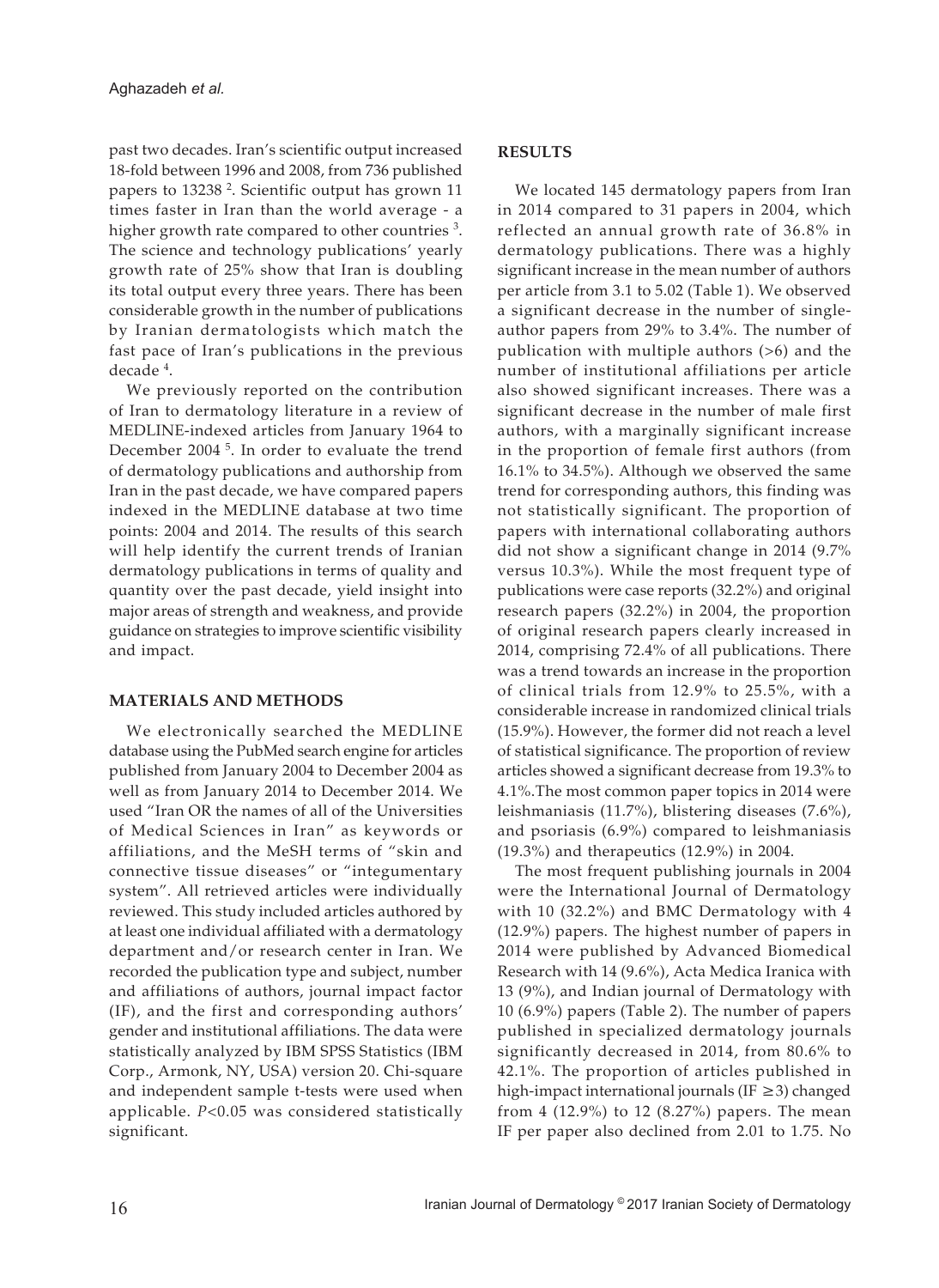past two decades. Iran's scientific output increased 18-fold between 1996 and 2008, from 736 published papers to 13238 [2]. Scientific output has grown 11 times faster in Iran than the world average - a higher growth rate compared to other countries [3]. The science and technology publications' yearly growth rate of 25% show that Iran is doubling its total output every three years. There has been considerable growth in the number of publications by Iranian dermatologists which match the fast pace of Iran's publications in the previous decade [4].

We previously reported on the contribution of Iran to dermatology literature in a review of MEDLINE-indexed articles from January 1964 to December 2004 [5]. In order to evaluate the trend of dermatology publications and authorship from Iran in the past decade, we have compared papers indexed in the MEDLINE database at two time points: 2004 and 2014. The results of this search will help identify the current trends of Iranian dermatology publications in terms of quality and quantity over the past decade, yield insight into major areas of strength and weakness, and provide guidance on strategies to improve scientific visibility and impact.

## MATERIALS AND METHODS

We electronically searched the MEDLINE database using the PubMed search engine for articles published from January 2004 to December 2004 as well as from January 2014 to December 2014. We used "Iran OR the names of all of the Universities of Medical Sciences in Iran" as keywords or affiliations, and the MeSH terms of "skin and connective tissue diseases" or "integumentary system". All retrieved articles were individually reviewed. This study included articles authored by at least one individual affiliated with a dermatology department and/or research center in Iran. We recorded the publication type and subject, number and affiliations of authors, journal impact factor (IF), and the first and corresponding authors' gender and institutional affiliations. The data were statistically analyzed by IBM SPSS Statistics (IBM Corp., Armonk, NY, USA) version 20. Chi-square and independent sample t-tests were used when applicable. $P<0.05$ was considered statistically significant.

## RESULTS

We located 145 dermatology papers from Iran in 2014 compared to 31 papers in 2004, which reflected an annual growth rate of 36.8% in dermatology publications. There was a highly significant increase in the mean number of authors per article from 3.1 to 5.02 (Table 1). We observed a significant decrease in the number of single-author papers from 29% to 3.4%. The number of publication with multiple authors (>6) and the number of institutional affiliations per article also showed significant increases. There was a significant decrease in the number of male first authors, with a marginally significant increase in the proportion of female first authors (from 16.1% to 34.5%). Although we observed the same trend for corresponding authors, this finding was not statistically significant. The proportion of papers with international collaborating authors did not show a significant change in 2014 (9.7% versus 10.3%). While the most frequent type of publications were case reports (32.2%) and original research papers (32.2%) in 2004, the proportion of original research papers clearly increased in 2014, comprising 72.4% of all publications. There was a trend towards an increase in the proportion of clinical trials from 12.9% to 25.5%, with a considerable increase in randomized clinical trials (15.9%). However, the former did not reach a level of statistical significance. The proportion of review articles showed a significant decrease from 19.3% to 4.1%.The most common paper topics in 2014 were leishmaniasis (11.7%), blistering diseases (7.6%), and psoriasis (6.9%) compared to leishmaniasis (19.3%) and therapeutics (12.9%) in 2004.

The most frequent publishing journals in 2004 were the International Journal of Dermatology with 10 (32.2%) and BMC Dermatology with 4 (12.9%) papers. The highest number of papers in 2014 were published by Advanced Biomedical Research with 14 (9.6%), Acta Medica Iranica with 13 (9%), and Indian journal of Dermatology with 10 (6.9%) papers (Table 2). The number of papers published in specialized dermatology journals significantly decreased in 2014, from 80.6% to 42.1%. The proportion of articles published in high-impact international journals (IF $\geq 3$) changed from 4 (12.9%) to 12 (8.27%) papers. The mean IF per paper also declined from 2.01 to 1.75. No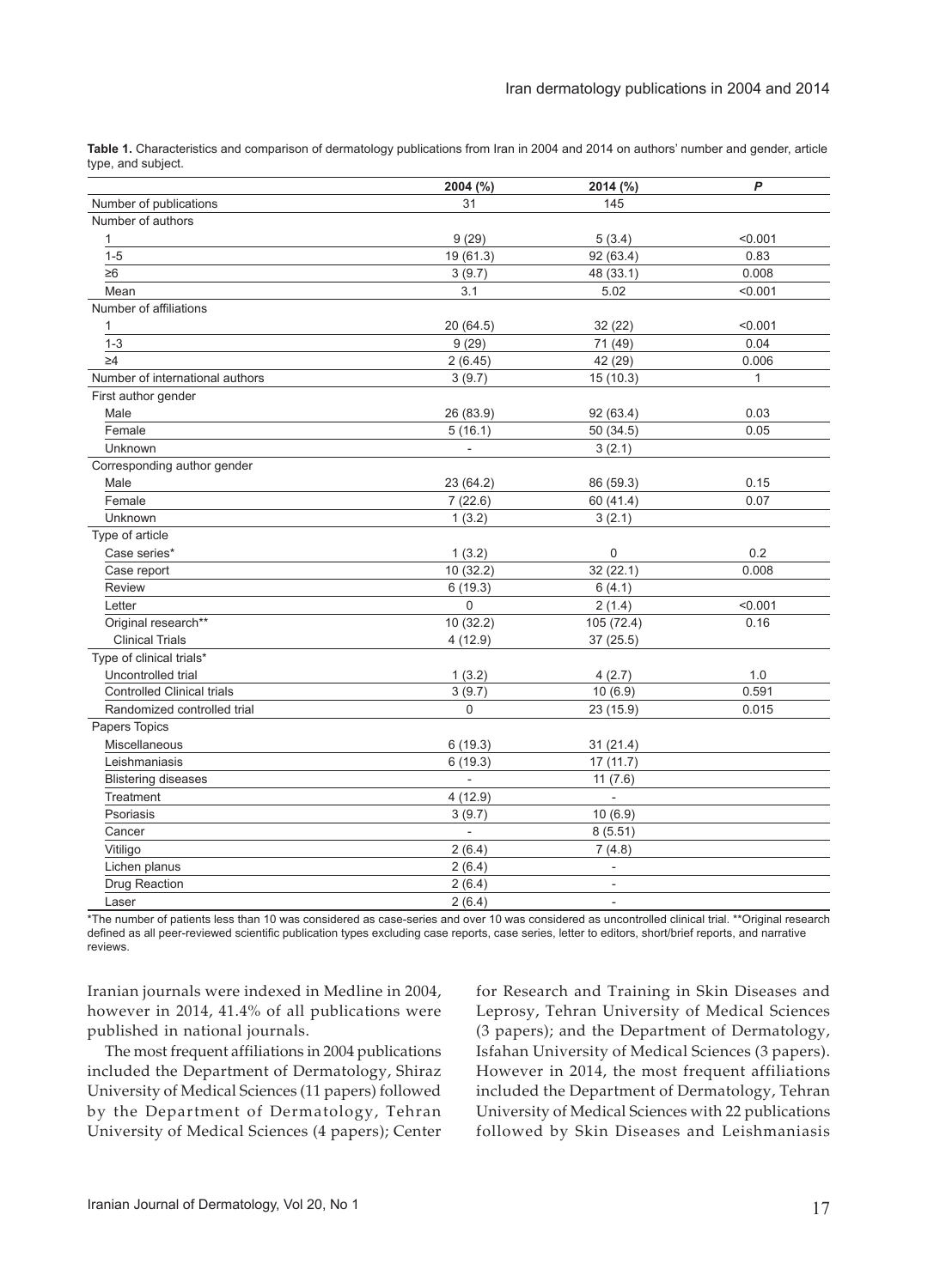**Table 1.** Characteristics and comparison of dermatology publications from Iran in 2004 and 2014 on authors' number and gender, article type, and subject.

| | 2004 (%) | 2014 (%) | *P* |
|---|---|---|---|
| Number of publications | 31 | 145 | |
| Number of authors | | | |
| 1 | 9 (29) | 5 (3.4) | <0.001 |
| 1-5 | 19 (61.3) | 92 (63.4) | 0.83 |
| ≥6 | 3 (9.7) | 48 (33.1) | 0.008 |
| Mean | 3.1 | 5.02 | <0.001 |
| Number of affiliations | | | |
| 1 | 20 (64.5) | 32 (22) | <0.001 |
| 1-3 | 9 (29) | 71 (49) | 0.04 |
| ≥4 | 2 (6.45) | 42 (29) | 0.006 |
| Number of international authors | 3 (9.7) | 15 (10.3) | 1 |
| First author gender | | | |
| Male | 26 (83.9) | 92 (63.4) | 0.03 |
| Female | 5 (16.1) | 50 (34.5) | 0.05 |
| Unknown | - | 3 (2.1) | |
| Corresponding author gender | | | |
| Male | 23 (64.2) | 86 (59.3) | 0.15 |
| Female | 7 (22.6) | 60 (41.4) | 0.07 |
| Unknown | 1 (3.2) | 3 (2.1) | |
| Type of article | | | |
| Case series* | 1 (3.2) | 0 | 0.2 |
| Case report | 10 (32.2) | 32 (22.1) | 0.008 |
| Review | 6 (19.3) | 6 (4.1) | |
| Letter | 0 | 2 (1.4) | <0.001 |
| Original research** | 10 (32.2) | 105 (72.4) | 0.16 |
| Clinical Trials | 4 (12.9) | 37 (25.5) | |
| Type of clinical trials* | | | |
| Uncontrolled trial | 1 (3.2) | 4 (2.7) | 1.0 |
| Controlled Clinical trials | 3 (9.7) | 10 (6.9) | 0.591 |
| Randomized controlled trial | 0 | 23 (15.9) | 0.015 |
| Papers Topics | | | |
| Miscellaneous | 6 (19.3) | 31 (21.4) | |
| Leishmaniasis | 6 (19.3) | 17 (11.7) | |
| Blistering diseases | - | 11 (7.6) | |
| Treatment | 4 (12.9) | - | |
| Psoriasis | 3 (9.7) | 10 (6.9) | |
| Cancer | - | 8 (5.51) | |
| Vitiligo | 2 (6.4) | 7 (4.8) | |
| Lichen planus | 2 (6.4) | - | |
| Drug Reaction | 2 (6.4) | - | |
| Laser | 2 (6.4) | - | |

*The number of patients less than 10 was considered as case-series and over 10 was considered as uncontrolled clinical trial. **Original research defined as all peer-reviewed scientific publication types excluding case reports, case series, letter to editors, short/brief reports, and narrative reviews.

Iranian journals were indexed in Medline in 2004, however in 2014, 41.4% of all publications were published in national journals.

The most frequent affiliations in 2004 publications included the Department of Dermatology, Shiraz University of Medical Sciences (11 papers) followed by the Department of Dermatology, Tehran University of Medical Sciences (4 papers); Center for Research and Training in Skin Diseases and Leprosy, Tehran University of Medical Sciences (3 papers); and the Department of Dermatology, Isfahan University of Medical Sciences (3 papers). However in 2014, the most frequent affiliations included the Department of Dermatology, Tehran University of Medical Sciences with 22 publications followed by Skin Diseases and Leishmaniasis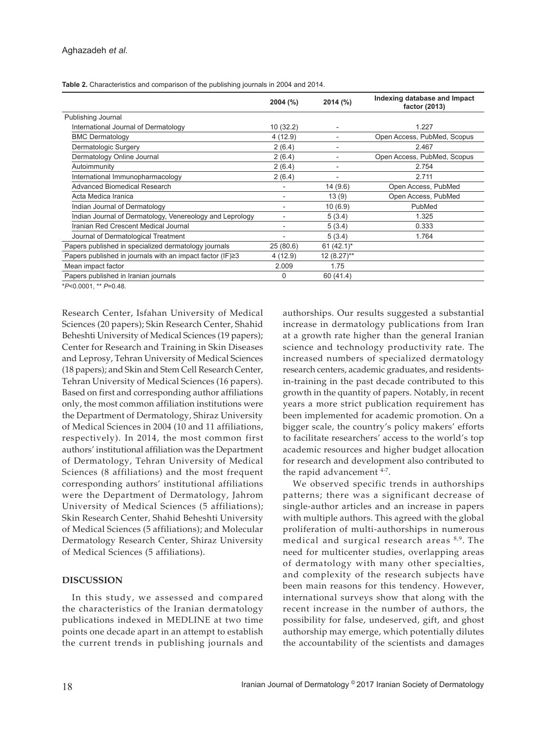**Table 2.** Characteristics and comparison of the publishing journals in 2004 and 2014.

| | 2004 (%) | 2014 (%) | Indexing database and Impact factor (2013) |
|---|---|---|---|
| Publishing Journal | | | |
| International Journal of Dermatology | 10 (32.2) | - | 1.227 |
| BMC Dermatology | 4 (12.9) | - | Open Access, PubMed, Scopus |
| Dermatologic Surgery | 2 (6.4) | - | 2.467 |
| Dermatology Online Journal | 2 (6.4) | - | Open Access, PubMed, Scopus |
| Autoimmunity | 2 (6.4) | - | 2.754 |
| International Immunopharmacology | 2 (6.4) | - | 2.711 |
| Advanced Biomedical Research | - | 14 (9.6) | Open Access, PubMed |
| Acta Medica Iranica | - | 13 (9) | Open Access, PubMed |
| Indian Journal of Dermatology | - | 10 (6.9) | PubMed |
| Indian Journal of Dermatology, Venereology and Leprology | - | 5 (3.4) | 1.325 |
| Iranian Red Crescent Medical Journal | - | 5 (3.4) | 0.333 |
| Journal of Dermatological Treatment | - | 5 (3.4) | 1.764 |
| Papers published in specialized dermatology journals | 25 (80.6) | 61 (42.1)* | |
| Papers published in journals with an impact factor (IF)≥3 | 4 (12.9) | 12 (8.27)** | |
| Mean impact factor | 2.009 | 1.75 | |
| Papers published in Iranian journals | 0 | 60 (41.4) | |

*$P<0.0001$, ** $P=0.48$.

Research Center, Isfahan University of Medical Sciences (20 papers); Skin Research Center, Shahid Beheshti University of Medical Sciences (19 papers); Center for Research and Training in Skin Diseases and Leprosy, Tehran University of Medical Sciences (18 papers); and Skin and Stem Cell Research Center, Tehran University of Medical Sciences (16 papers). Based on first and corresponding author affiliations only, the most common affiliation institutions were the Department of Dermatology, Shiraz University of Medical Sciences in 2004 (10 and 11 affiliations, respectively). In 2014, the most common first authors' institutional affiliation was the Department of Dermatology, Tehran University of Medical Sciences (8 affiliations) and the most frequent corresponding authors' institutional affiliations were the Department of Dermatology, Jahrom University of Medical Sciences (5 affiliations); Skin Research Center, Shahid Beheshti University of Medical Sciences (5 affiliations); and Molecular Dermatology Research Center, Shiraz University of Medical Sciences (5 affiliations).

## DISCUSSION

In this study, we assessed and compared the characteristics of the Iranian dermatology publications indexed in MEDLINE at two time points one decade apart in an attempt to establish the current trends in publishing journals and authorships. Our results suggested a substantial increase in dermatology publications from Iran at a growth rate higher than the general Iranian science and technology productivity rate. The increased numbers of specialized dermatology research centers, academic graduates, and residents-in-training in the past decade contributed to this growth in the quantity of papers. Notably, in recent years a more strict publication requirement has been implemented for academic promotion. On a bigger scale, the country's policy makers' efforts to facilitate researchers' access to the world's top academic resources and higher budget allocation for research and development also contributed to the rapid advancement [4-7].

We observed specific trends in authorships patterns; there was a significant decrease of single-author articles and an increase in papers with multiple authors. This agreed with the global proliferation of multi-authorships in numerous medical and surgical research areas [8,9]. The need for multicenter studies, overlapping areas of dermatology with many other specialties, and complexity of the research subjects have been main reasons for this tendency. However, international surveys show that along with the recent increase in the number of authors, the possibility for false, undeserved, gift, and ghost authorship may emerge, which potentially dilutes the accountability of the scientists and damages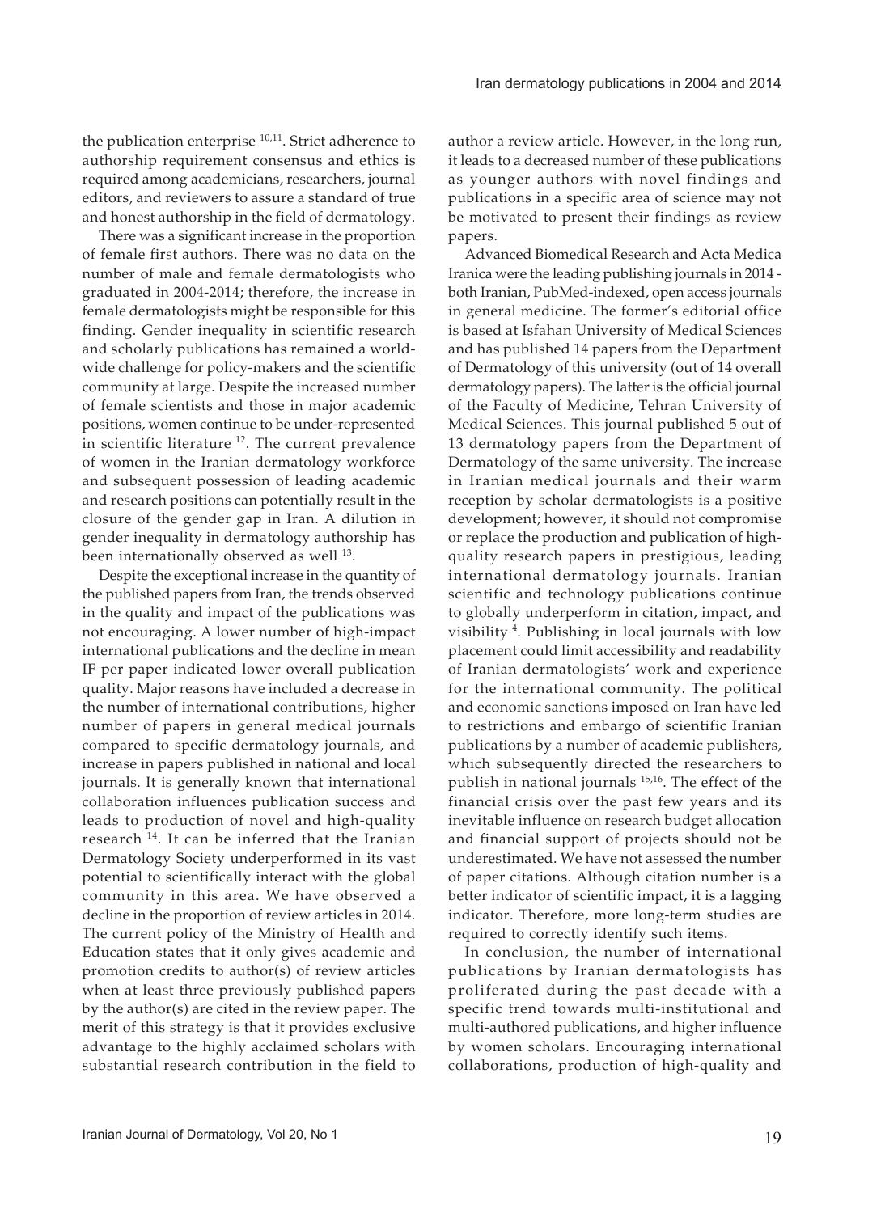the publication enterprise [10,11]. Strict adherence to authorship requirement consensus and ethics is required among academicians, researchers, journal editors, and reviewers to assure a standard of true and honest authorship in the field of dermatology.

There was a significant increase in the proportion of female first authors. There was no data on the number of male and female dermatologists who graduated in 2004-2014; therefore, the increase in female dermatologists might be responsible for this finding. Gender inequality in scientific research and scholarly publications has remained a worldwide challenge for policy-makers and the scientific community at large. Despite the increased number of female scientists and those in major academic positions, women continue to be under-represented in scientific literature [12]. The current prevalence of women in the Iranian dermatology workforce and subsequent possession of leading academic and research positions can potentially result in the closure of the gender gap in Iran. A dilution in gender inequality in dermatology authorship has been internationally observed as well [13].

Despite the exceptional increase in the quantity of the published papers from Iran, the trends observed in the quality and impact of the publications was not encouraging. A lower number of high-impact international publications and the decline in mean IF per paper indicated lower overall publication quality. Major reasons have included a decrease in the number of international contributions, higher number of papers in general medical journals compared to specific dermatology journals, and increase in papers published in national and local journals. It is generally known that international collaboration influences publication success and leads to production of novel and high-quality research [14]. It can be inferred that the Iranian Dermatology Society underperformed in its vast potential to scientifically interact with the global community in this area. We have observed a decline in the proportion of review articles in 2014. The current policy of the Ministry of Health and Education states that it only gives academic and promotion credits to author(s) of review articles when at least three previously published papers by the author(s) are cited in the review paper. The merit of this strategy is that it provides exclusive advantage to the highly acclaimed scholars with substantial research contribution in the field to author a review article. However, in the long run, it leads to a decreased number of these publications as younger authors with novel findings and publications in a specific area of science may not be motivated to present their findings as review papers.

Advanced Biomedical Research and Acta Medica Iranica were the leading publishing journals in 2014 - both Iranian, PubMed-indexed, open access journals in general medicine. The former's editorial office is based at Isfahan University of Medical Sciences and has published 14 papers from the Department of Dermatology of this university (out of 14 overall dermatology papers). The latter is the official journal of the Faculty of Medicine, Tehran University of Medical Sciences. This journal published 5 out of 13 dermatology papers from the Department of Dermatology of the same university. The increase in Iranian medical journals and their warm reception by scholar dermatologists is a positive development; however, it should not compromise or replace the production and publication of high-quality research papers in prestigious, leading international dermatology journals. Iranian scientific and technology publications continue to globally underperform in citation, impact, and visibility [4]. Publishing in local journals with low placement could limit accessibility and readability of Iranian dermatologists' work and experience for the international community. The political and economic sanctions imposed on Iran have led to restrictions and embargo of scientific Iranian publications by a number of academic publishers, which subsequently directed the researchers to publish in national journals [15,16]. The effect of the financial crisis over the past few years and its inevitable influence on research budget allocation and financial support of projects should not be underestimated. We have not assessed the number of paper citations. Although citation number is a better indicator of scientific impact, it is a lagging indicator. Therefore, more long-term studies are required to correctly identify such items.

In conclusion, the number of international publications by Iranian dermatologists has proliferated during the past decade with a specific trend towards multi-institutional and multi-authored publications, and higher influence by women scholars. Encouraging international collaborations, production of high-quality and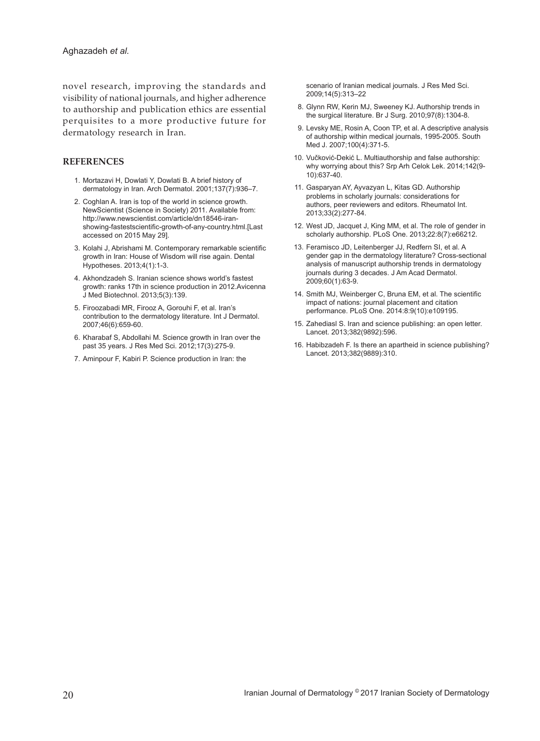novel research, improving the standards and visibility of national journals, and higher adherence to authorship and publication ethics are essential perquisites to a more productive future for dermatology research in Iran.

## REFERENCES

1. Mortazavi H, Dowlati Y, Dowlati B. A brief history of dermatology in Iran. Arch Dermatol. 2001;137(7):936–7.
2. Coghlan A. Iran is top of the world in science growth. NewScientist (Science in Society) 2011. Available from: http://www.newscientist.com/article/dn18546-iran-showing-fastestscientific-growth-of-any-country.html.[Last accessed on 2015 May 29].
3. Kolahi J, Abrishami M. Contemporary remarkable scientific growth in Iran: House of Wisdom will rise again. Dental Hypotheses. 2013;4(1):1-3.
4. Akhondzadeh S. Iranian science shows world's fastest growth: ranks 17th in science production in 2012.Avicenna J Med Biotechnol. 2013;5(3):139.
5. Firoozabadi MR, Firooz A, Gorouhi F, et al. Iran's contribution to the dermatology literature. Int J Dermatol. 2007;46(6):659-60.
6. Kharabaf S, Abdollahi M. Science growth in Iran over the past 35 years. J Res Med Sci. 2012;17(3):275-9.
7. Aminpour F, Kabiri P. Science production in Iran: the scenario of Iranian medical journals. J Res Med Sci. 2009;14(5):313–22
8. Glynn RW, Kerin MJ, Sweeney KJ. Authorship trends in the surgical literature. Br J Surg. 2010;97(8):1304-8.
9. Levsky ME, Rosin A, Coon TP, et al. A descriptive analysis of authorship within medical journals, 1995-2005. South Med J. 2007;100(4):371-5.
10. Vučković-Dekić L. Multiauthorship and false authorship: why worrying about this? Srp Arh Celok Lek. 2014;142(9-10):637-40.
11. Gasparyan AY, Ayvazyan L, Kitas GD. Authorship problems in scholarly journals: considerations for authors, peer reviewers and editors. Rheumatol Int. 2013;33(2):277-84.
12. West JD, Jacquet J, King MM, et al. The role of gender in scholarly authorship. PLoS One. 2013;22:8(7):e66212.
13. Feramisco JD, Leitenberger JJ, Redfern SI, et al. A gender gap in the dermatology literature? Cross-sectional analysis of manuscript authorship trends in dermatology journals during 3 decades. J Am Acad Dermatol. 2009;60(1):63-9.
14. Smith MJ, Weinberger C, Bruna EM, et al. The scientific impact of nations: journal placement and citation performance. PLoS One. 2014:8:9(10):e109195.
15. Zahediasl S. Iran and science publishing: an open letter. Lancet. 2013;382(9892):596.
16. Habibzadeh F. Is there an apartheid in science publishing? Lancet. 2013;382(9889):310.